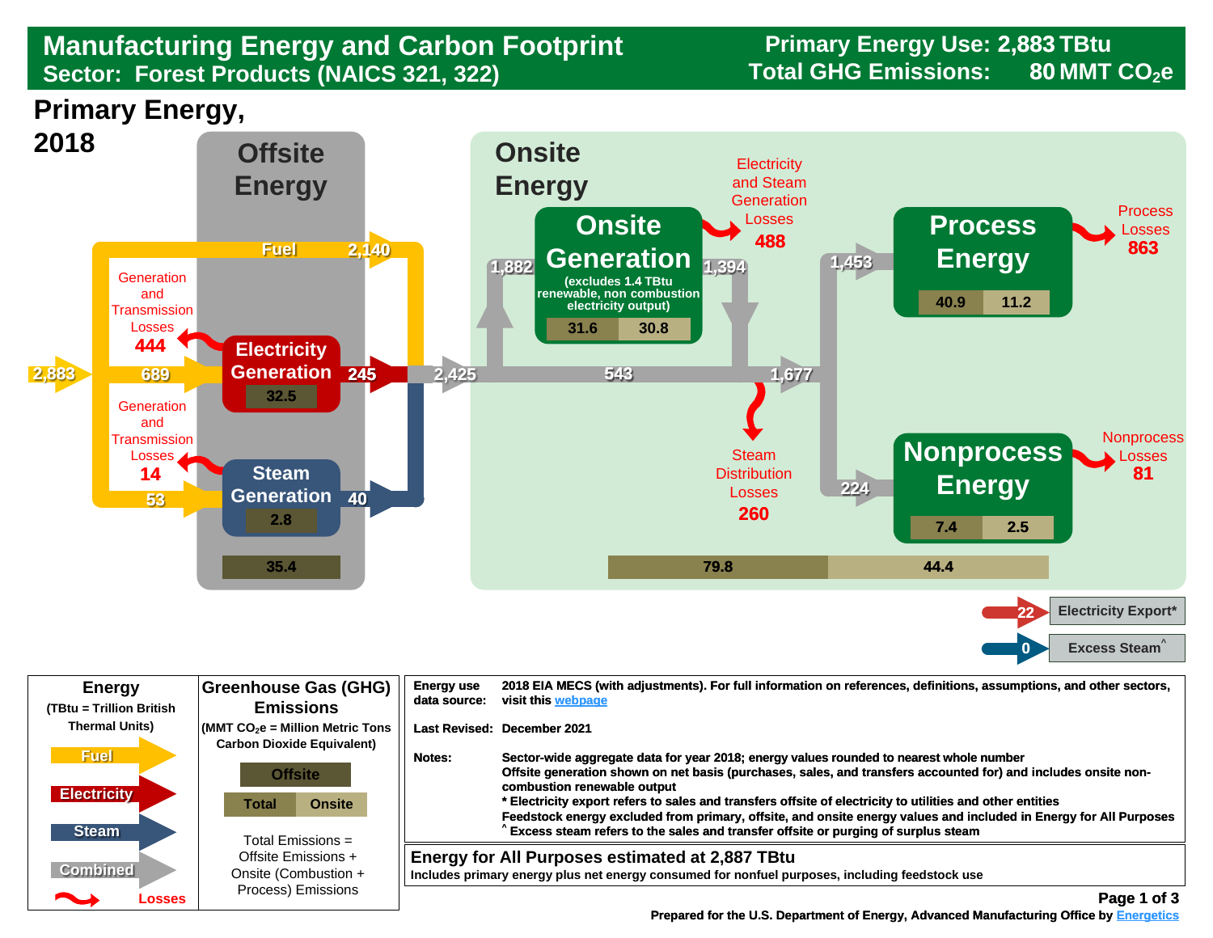# Manufacturing Energy and Carbon Footprint

## Sector: Forest Products (NAICS 321, 322)

**Primary Energy Use: 2,883 TBtu**

**Total GHG Emissions: 80 MMT $CO_2e$**

## Primary Energy, 2018

### Offsite Energy

- Primary energy input: 2,883
- Fuel: 2,140
- Fuel to Electricity Generation: 689
- Electricity Generation: 32.5 — output 245
- Generation and Transmission Losses: 444
- Fuel to Steam Generation: 53
- Steam Generation: 2.8 — output 40
- Generation and Transmission Losses: 14
- Offsite emissions total: 35.4

### Onsite Energy

- Total offsite energy delivered onsite: 2,425
- To Onsite Generation: 1,882
- Bypassing onsite generation: 543

**Onsite Generation** (excludes 1.4 TBtu renewable, non combustion electricity output)

| Total | Onsite |
|---|---|
| 31.6 | 30.8 |

- Onsite Generation output: 1,394
- Electricity and Steam Generation Losses: 488
- Combined energy to end uses: 1,677
- Steam Distribution Losses: 260

**Process Energy** (input 1,453)

| Total | Onsite |
|---|---|
| 40.9 | 11.2 |

- Process Losses: 863

**Nonprocess Energy** (input 224)

| Total | Onsite |
|---|---|
| 7.4 | 2.5 |

- Nonprocess Losses: 81

**Onsite emissions:**

| Total | Onsite |
|---|---|
| 79.8 | 44.4 |

- Electricity Export*: 22
- Excess Steam^: 0

### Legend

**Energy** (TBtu = Trillion British Thermal Units)

- Fuel
- Electricity
- Steam
- Combined
- Losses

**Greenhouse Gas (GHG) Emissions** (MMT $CO_2e$ = Million Metric Tons Carbon Dioxide Equivalent)

- Offsite
- Total | Onsite

Total Emissions = Offsite Emissions + Onsite (Combustion + Process) Emissions

| | |
|---|---|
| Energy use data source: | 2018 EIA MECS (with adjustments). For full information on references, definitions, assumptions, and other sectors, visit this webpage |
| Last Revised: | December 2021 |
| Notes: | Sector-wide aggregate data for year 2018; energy values rounded to nearest whole number<br>Offsite generation shown on net basis (purchases, sales, and transfers accounted for) and includes onsite non-combustion renewable output<br>* Electricity export refers to sales and transfers offsite of electricity to utilities and other entities<br>Feedstock energy excluded from primary, offsite, and onsite energy values and included in Energy for All Purposes<br>^ Excess steam refers to the sales and transfer offsite or purging of surplus steam |

**Energy for All Purposes estimated at 2,887 TBtu**

Includes primary energy plus net energy consumed for nonfuel purposes, including feedstock use

Prepared for the U.S. Department of Energy, Advanced Manufacturing Office by Energetics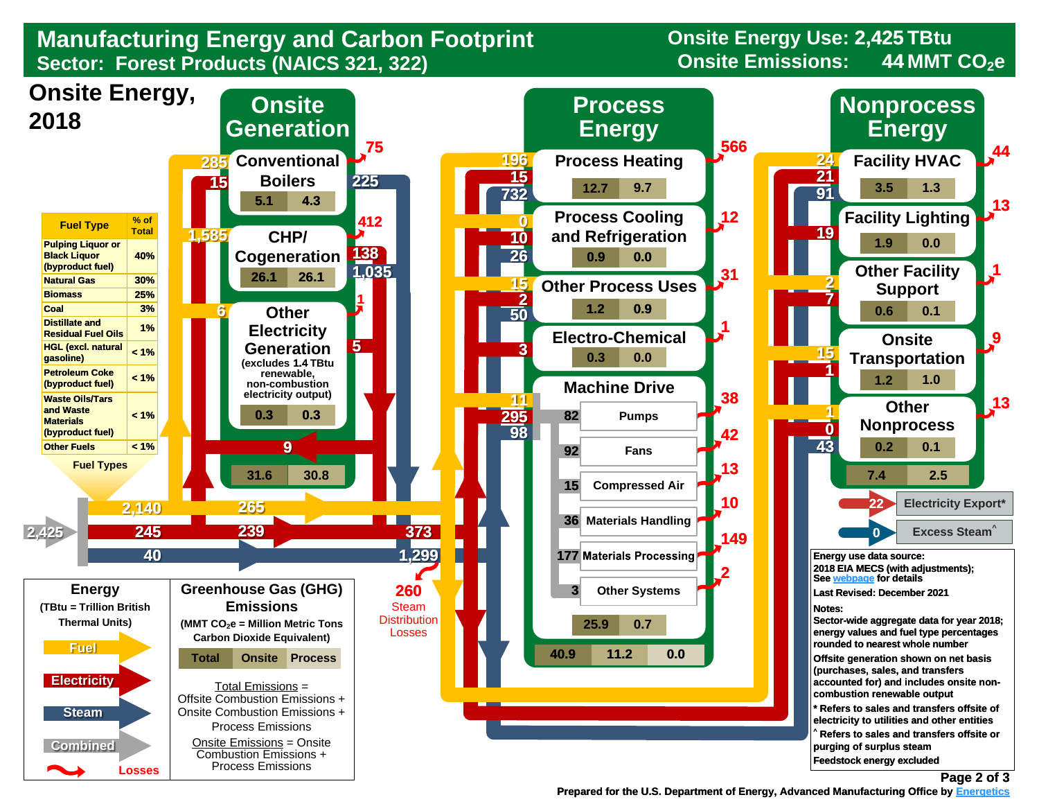# Manufacturing Energy and Carbon Footprint

**Sector: Forest Products (NAICS 321, 322)**

**Onsite Energy Use: 2,425 TBtu**
**Onsite Emissions: 44 MMT $CO_2e$**

## Onsite Energy, 2018

| Fuel Type | % of Total |
| --- | --- |
| Pulping Liquor or Black Liquor (byproduct fuel) | 40% |
| Natural Gas | 30% |
| Biomass | 25% |
| Coal | 3% |
| Distillate and Residual Fuel Oils | 1% |
| HGL (excl. natural gasoline) | < 1% |
| Petroleum Coke (byproduct fuel) | < 1% |
| Waste Oils/Tars and Waste Materials (byproduct fuel) | < 1% |
| Other Fuels | < 1% |

Fuel Types

Combined: 2,425 → Fuel 2,140; Electricity 245; Steam 40

### Onsite Generation

| | Fuel In | Electricity In | Steam Out | Electricity Out | Losses | GHG Total | GHG Onsite |
| --- | --- | --- | --- | --- | --- | --- | --- |
| Conventional Boilers | 285 | 15 | 225 | | 75 | 5.1 | 4.3 |
| CHP/Cogeneration | 1,585 | | 1,035 | 138 | 412 | 26.1 | 26.1 |
| Other Electricity Generation (excludes 1.4 TBtu renewable, non-combustion electricity output) | 6 | | | 5 | 1 | 0.3 | 0.3 |
| **Onsite Generation Total** | | | | | | **31.6** | **30.8** |

Electricity from onsite generation to offsite/export: 9

Fuel direct to end uses: 265; Electricity to end uses: 239 → 373; Steam to end uses: 1,299

Steam Distribution Losses: 260

### Process Energy

| End Use | Fuel | Electricity | Steam | Losses | GHG Total | GHG Onsite |
| --- | --- | --- | --- | --- | --- | --- |
| Process Heating | 196 | 15 | 732 | 566 | 12.7 | 9.7 |
| Process Cooling and Refrigeration | 0 | 10 | 26 | 12 | 0.9 | 0.0 |
| Other Process Uses | 15 | 2 | 50 | 31 | 1.2 | 0.9 |
| Electro-Chemical | | 3 | | 1 | 0.3 | 0.0 |
| Machine Drive | 11 | 295 | 98 | | 25.9 | 0.7 |

**Machine Drive**

| System | Combined | Losses |
| --- | --- | --- |
| Pumps | 82 | 38 |
| Fans | 92 | 42 |
| Compressed Air | 15 | 13 |
| Materials Handling | 36 | 10 |
| Materials Processing | 177 | 149 |
| Other Systems | 3 | 2 |

Process Energy GHG: Total 40.9; Onsite 11.2; Process 0.0

### Nonprocess Energy

| End Use | Fuel | Electricity | Steam | Losses | GHG Total | GHG Onsite |
| --- | --- | --- | --- | --- | --- | --- |
| Facility HVAC | 24 | 21 | 91 | 44 | 3.5 | 1.3 |
| Facility Lighting | | 19 | | 13 | 1.9 | 0.0 |
| Other Facility Support | 2 | 7 | | 1 | 0.6 | 0.1 |
| Onsite Transportation | 15 | 1 | | 9 | 1.2 | 1.0 |
| Other Nonprocess | 1 | 0 | 43 | 13 | 0.2 | 0.1 |
| **Nonprocess Total** | | | | | **7.4** | **2.5** |

Electricity Export*: 22

Excess Steam^: 0

### Legend

**Energy** (TBtu = Trillion British Thermal Units)

- Fuel
- Electricity
- Steam
- Combined
- Losses

**Greenhouse Gas (GHG) Emissions** (MMT $CO_2e$ = Million Metric Tons Carbon Dioxide Equivalent)

| Total | Onsite | Process |
| --- | --- | --- |

Total Emissions = Offsite Combustion Emissions + Onsite Combustion Emissions + Process Emissions

Onsite Emissions = Onsite Combustion Emissions + Process Emissions

**Energy use data source:** 2018 EIA MECS (with adjustments); See webpage for details

**Last Revised:** December 2021

**Notes:**

Sector-wide aggregate data for year 2018; energy values and fuel type percentages rounded to nearest whole number

Offsite generation shown on net basis (purchases, sales, and transfers accounted for) and includes onsite non-combustion renewable output

\* Refers to sales and transfers offsite of electricity to utilities and other entities

^ Refers to sales and transfers offsite or purging of surplus steam

Feedstock energy excluded

Prepared for the U.S. Department of Energy, Advanced Manufacturing Office by Energetics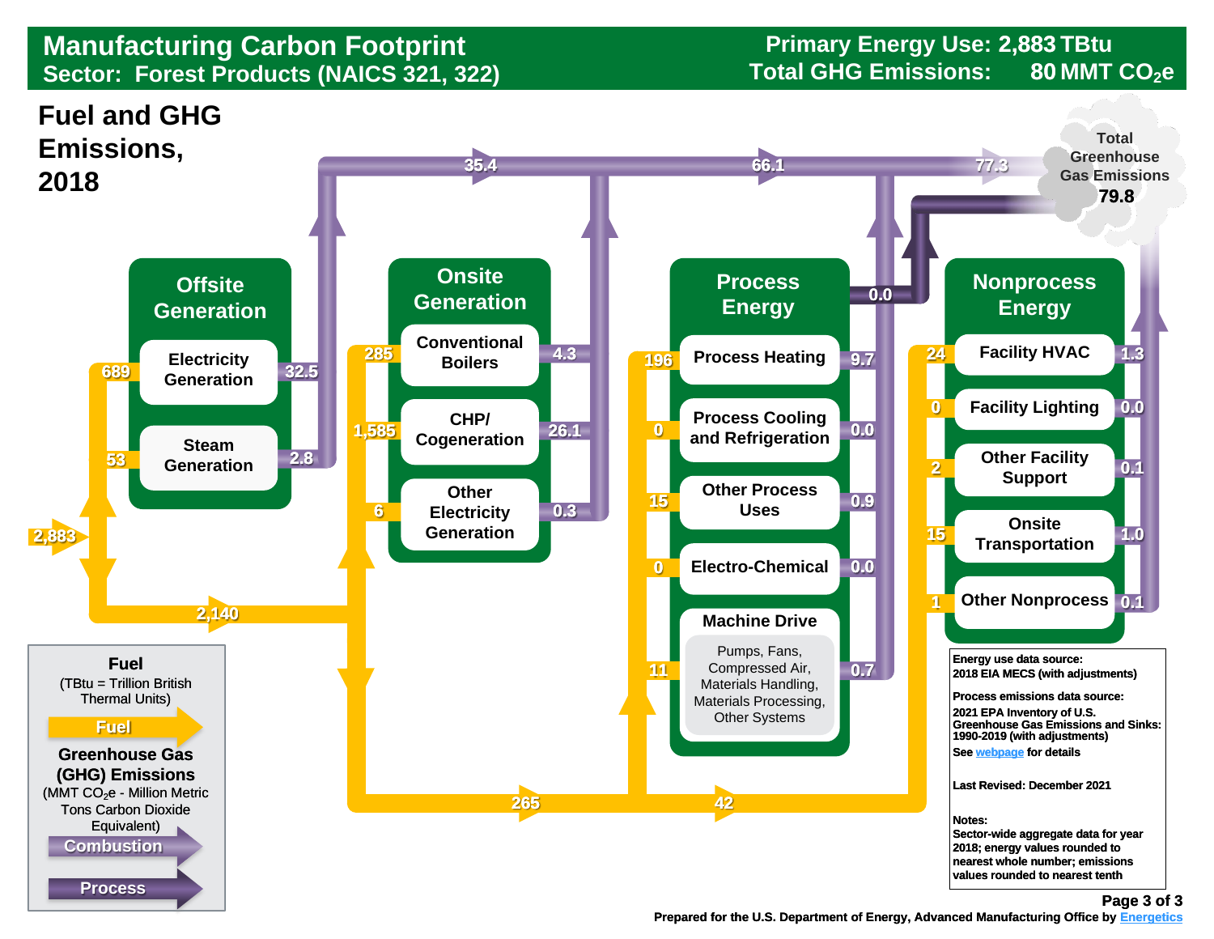# Manufacturing Carbon Footprint

**Sector: Forest Products (NAICS 321, 322)**

**Primary Energy Use: 2,883 TBtu**

**Total GHG Emissions: 80 MMT $CO_2e$**

## Fuel and GHG Emissions, 2018

2,883

2,140

265

42

**Offsite Generation**

689 — Electricity Generation — 32.5

53 — Steam Generation — 2.8

**Onsite Generation**

285 — Conventional Boilers — 4.3

1,585 — CHP/ Cogeneration — 26.1

6 — Other Electricity Generation — 0.3

**Process Energy** — 0.0

196 — Process Heating — 9.7

0 — Process Cooling and Refrigeration — 0.0

15 — Other Process Uses — 0.9

0 — Electro-Chemical — 0.0

11 — Machine Drive (Pumps, Fans, Compressed Air, Materials Handling, Materials Processing, Other Systems) — 0.7

**Nonprocess Energy**

24 — Facility HVAC — 1.3

0 — Facility Lighting — 0.0

2 — Other Facility Support — 0.1

15 — Onsite Transportation — 1.0

1 — Other Nonprocess — 0.1

35.4

66.1

77.3

Total Greenhouse Gas Emissions 79.8

**Fuel**
(TBtu = Trillion British Thermal Units)

Fuel

**Greenhouse Gas (GHG) Emissions**
(MMT $CO_2e$ - Million Metric Tons Carbon Dioxide Equivalent)

Combustion

Process

**Energy use data source:**
**2018 EIA MECS (with adjustments)**

**Process emissions data source:**
**2021 EPA Inventory of U.S. Greenhouse Gas Emissions and Sinks: 1990-2019 (with adjustments)**

**See webpage for details**

**Last Revised: December 2021**

**Notes:**
**Sector-wide aggregate data for year 2018; energy values rounded to nearest whole number; emissions values rounded to nearest tenth**

**Prepared for the U.S. Department of Energy, Advanced Manufacturing Office by Energetics**